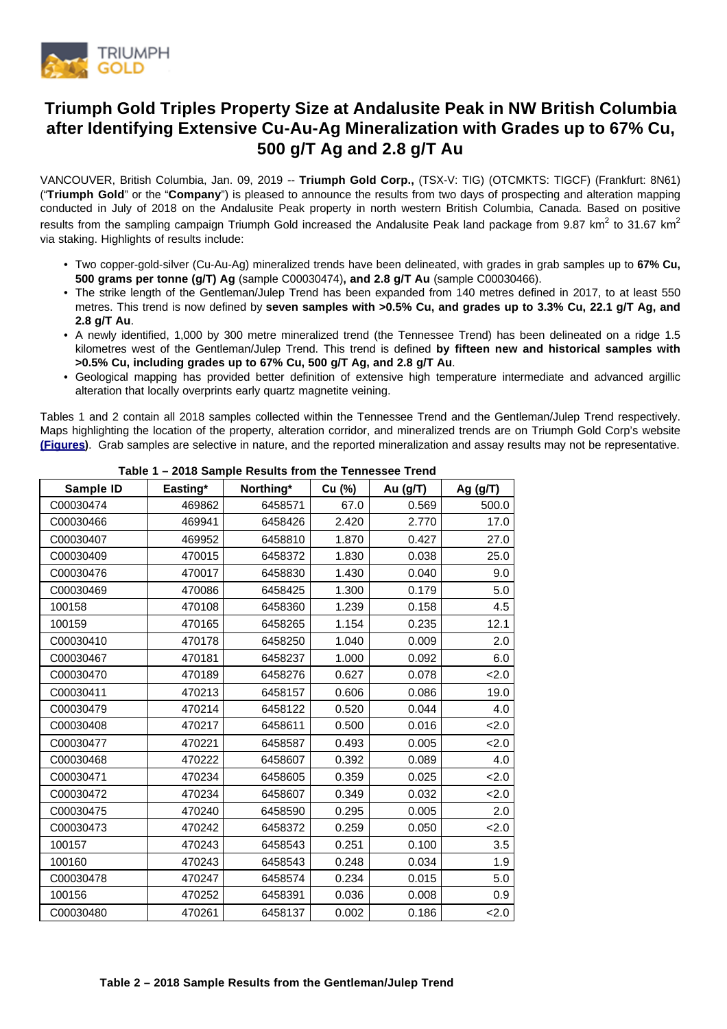# Triumph Gold Triples Property Size at Andalusite Peak in NW British Columbia after Identifying Extensive Cu-Au-Ag Mineralization with Grades up to 67% Cu, 500 g/T Ag and 2.8 g/T Au

VANCOUVER, British Columbia, Jan. 09, 2019 -- **Triumph Gold Corp.,** (TSX-V: TIG) (OTCMKTS: TIGCF) (Frankfurt: 8N61) ("**Triumph Gold**" or the "**Company**") is pleased to announce the results from two days of prospecting and alteration mapping conducted in July of 2018 on the Andalusite Peak property in north western British Columbia, Canada. Based on positive results from the sampling campaign Triumph Gold increased the Andalusite Peak land package from 9.87 km$^2$ to 31.67 km$^2$ via staking. Highlights of results include:

- Two copper-gold-silver (Cu-Au-Ag) mineralized trends have been delineated, with grades in grab samples up to **67% Cu, 500 grams per tonne (g/T) Ag** (sample C00030474)**, and 2.8 g/T Au** (sample C00030466).
- The strike length of the Gentleman/Julep Trend has been expanded from 140 metres defined in 2017, to at least 550 metres. This trend is now defined by **seven samples with >0.5% Cu, and grades up to 3.3% Cu, 22.1 g/T Ag, and 2.8 g/T Au**.
- A newly identified, 1,000 by 300 metre mineralized trend (the Tennessee Trend) has been delineated on a ridge 1.5 kilometres west of the Gentleman/Julep Trend. This trend is defined **by fifteen new and historical samples with >0.5% Cu, including grades up to 67% Cu, 500 g/T Ag, and 2.8 g/T Au**.
- Geological mapping has provided better definition of extensive high temperature intermediate and advanced argillic alteration that locally overprints early quartz magnetite veining.

Tables 1 and 2 contain all 2018 samples collected within the Tennessee Trend and the Gentleman/Julep Trend respectively. Maps highlighting the location of the property, alteration corridor, and mineralized trends are on Triumph Gold Corp's website **(Figures)**. Grab samples are selective in nature, and the reported mineralization and assay results may not be representative.

**Table 1 – 2018 Sample Results from the Tennessee Trend**

| Sample ID | Easting* | Northing* | Cu (%) | Au (g/T) | Ag (g/T) |
|---|---|---|---|---|---|
| C00030474 | 469862 | 6458571 | 67.0 | 0.569 | 500.0 |
| C00030466 | 469941 | 6458426 | 2.420 | 2.770 | 17.0 |
| C00030407 | 469952 | 6458810 | 1.870 | 0.427 | 27.0 |
| C00030409 | 470015 | 6458372 | 1.830 | 0.038 | 25.0 |
| C00030476 | 470017 | 6458830 | 1.430 | 0.040 | 9.0 |
| C00030469 | 470086 | 6458425 | 1.300 | 0.179 | 5.0 |
| 100158 | 470108 | 6458360 | 1.239 | 0.158 | 4.5 |
| 100159 | 470165 | 6458265 | 1.154 | 0.235 | 12.1 |
| C00030410 | 470178 | 6458250 | 1.040 | 0.009 | 2.0 |
| C00030467 | 470181 | 6458237 | 1.000 | 0.092 | 6.0 |
| C00030470 | 470189 | 6458276 | 0.627 | 0.078 | <2.0 |
| C00030411 | 470213 | 6458157 | 0.606 | 0.086 | 19.0 |
| C00030479 | 470214 | 6458122 | 0.520 | 0.044 | 4.0 |
| C00030408 | 470217 | 6458611 | 0.500 | 0.016 | <2.0 |
| C00030477 | 470221 | 6458587 | 0.493 | 0.005 | <2.0 |
| C00030468 | 470222 | 6458607 | 0.392 | 0.089 | 4.0 |
| C00030471 | 470234 | 6458605 | 0.359 | 0.025 | <2.0 |
| C00030472 | 470234 | 6458607 | 0.349 | 0.032 | <2.0 |
| C00030475 | 470240 | 6458590 | 0.295 | 0.005 | 2.0 |
| C00030473 | 470242 | 6458372 | 0.259 | 0.050 | <2.0 |
| 100157 | 470243 | 6458543 | 0.251 | 0.100 | 3.5 |
| 100160 | 470243 | 6458543 | 0.248 | 0.034 | 1.9 |
| C00030478 | 470247 | 6458574 | 0.234 | 0.015 | 5.0 |
| 100156 | 470252 | 6458391 | 0.036 | 0.008 | 0.9 |
| C00030480 | 470261 | 6458137 | 0.002 | 0.186 | <2.0 |

**Table 2 – 2018 Sample Results from the Gentleman/Julep Trend**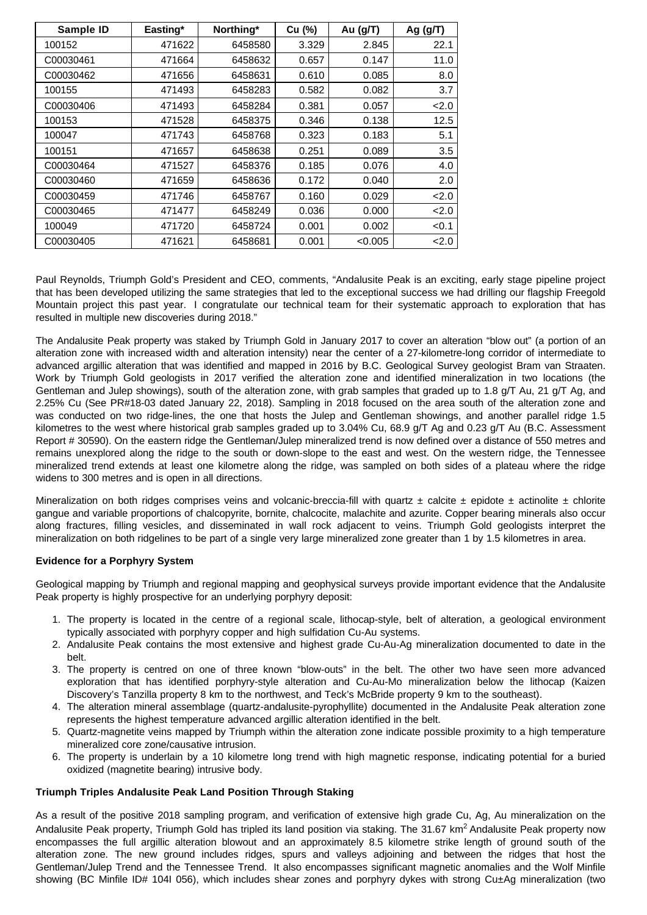| Sample ID | Easting* | Northing* | Cu (%) | Au (g/T) | Ag (g/T) |
|---|---|---|---|---|---|
| 100152 | 471622 | 6458580 | 3.329 | 2.845 | 22.1 |
| C00030461 | 471664 | 6458632 | 0.657 | 0.147 | 11.0 |
| C00030462 | 471656 | 6458631 | 0.610 | 0.085 | 8.0 |
| 100155 | 471493 | 6458283 | 0.582 | 0.082 | 3.7 |
| C00030406 | 471493 | 6458284 | 0.381 | 0.057 | <2.0 |
| 100153 | 471528 | 6458375 | 0.346 | 0.138 | 12.5 |
| 100047 | 471743 | 6458768 | 0.323 | 0.183 | 5.1 |
| 100151 | 471657 | 6458638 | 0.251 | 0.089 | 3.5 |
| C00030464 | 471527 | 6458376 | 0.185 | 0.076 | 4.0 |
| C00030460 | 471659 | 6458636 | 0.172 | 0.040 | 2.0 |
| C00030459 | 471746 | 6458767 | 0.160 | 0.029 | <2.0 |
| C00030465 | 471477 | 6458249 | 0.036 | 0.000 | <2.0 |
| 100049 | 471720 | 6458724 | 0.001 | 0.002 | <0.1 |
| C00030405 | 471621 | 6458681 | 0.001 | <0.005 | <2.0 |

Paul Reynolds, Triumph Gold's President and CEO, comments, "Andalusite Peak is an exciting, early stage pipeline project that has been developed utilizing the same strategies that led to the exceptional success we had drilling our flagship Freegold Mountain project this past year. I congratulate our technical team for their systematic approach to exploration that has resulted in multiple new discoveries during 2018."

The Andalusite Peak property was staked by Triumph Gold in January 2017 to cover an alteration "blow out" (a portion of an alteration zone with increased width and alteration intensity) near the center of a 27-kilometre-long corridor of intermediate to advanced argillic alteration that was identified and mapped in 2016 by B.C. Geological Survey geologist Bram van Straaten. Work by Triumph Gold geologists in 2017 verified the alteration zone and identified mineralization in two locations (the Gentleman and Julep showings), south of the alteration zone, with grab samples that graded up to 1.8 g/T Au, 21 g/T Ag, and 2.25% Cu (See PR#18-03 dated January 22, 2018). Sampling in 2018 focused on the area south of the alteration zone and was conducted on two ridge-lines, the one that hosts the Julep and Gentleman showings, and another parallel ridge 1.5 kilometres to the west where historical grab samples graded up to 3.04% Cu, 68.9 g/T Ag and 0.23 g/T Au (B.C. Assessment Report # 30590). On the eastern ridge the Gentleman/Julep mineralized trend is now defined over a distance of 550 metres and remains unexplored along the ridge to the south or down-slope to the east and west. On the western ridge, the Tennessee mineralized trend extends at least one kilometre along the ridge, was sampled on both sides of a plateau where the ridge widens to 300 metres and is open in all directions.

Mineralization on both ridges comprises veins and volcanic-breccia-fill with quartz ± calcite ± epidote ± actinolite ± chlorite gangue and variable proportions of chalcopyrite, bornite, chalcocite, malachite and azurite. Copper bearing minerals also occur along fractures, filling vesicles, and disseminated in wall rock adjacent to veins. Triumph Gold geologists interpret the mineralization on both ridgelines to be part of a single very large mineralized zone greater than 1 by 1.5 kilometres in area.

**Evidence for a Porphyry System**

Geological mapping by Triumph and regional mapping and geophysical surveys provide important evidence that the Andalusite Peak property is highly prospective for an underlying porphyry deposit:

1. The property is located in the centre of a regional scale, lithocap-style, belt of alteration, a geological environment typically associated with porphyry copper and high sulfidation Cu-Au systems.
2. Andalusite Peak contains the most extensive and highest grade Cu-Au-Ag mineralization documented to date in the belt.
3. The property is centred on one of three known "blow-outs" in the belt. The other two have seen more advanced exploration that has identified porphyry-style alteration and Cu-Au-Mo mineralization below the lithocap (Kaizen Discovery's Tanzilla property 8 km to the northwest, and Teck's McBride property 9 km to the southeast).
4. The alteration mineral assemblage (quartz-andalusite-pyrophyllite) documented in the Andalusite Peak alteration zone represents the highest temperature advanced argillic alteration identified in the belt.
5. Quartz-magnetite veins mapped by Triumph within the alteration zone indicate possible proximity to a high temperature mineralized core zone/causative intrusion.
6. The property is underlain by a 10 kilometre long trend with high magnetic response, indicating potential for a buried oxidized (magnetite bearing) intrusive body.

**Triumph Triples Andalusite Peak Land Position Through Staking**

As a result of the positive 2018 sampling program, and verification of extensive high grade Cu, Ag, Au mineralization on the Andalusite Peak property, Triumph Gold has tripled its land position via staking. The 31.67 km$^2$ Andalusite Peak property now encompasses the full argillic alteration blowout and an approximately 8.5 kilometre strike length of ground south of the alteration zone. The new ground includes ridges, spurs and valleys adjoining and between the ridges that host the Gentleman/Julep Trend and the Tennessee Trend. It also encompasses significant magnetic anomalies and the Wolf Minfile showing (BC Minfile ID# 104I 056), which includes shear zones and porphyry dykes with strong Cu±Ag mineralization (two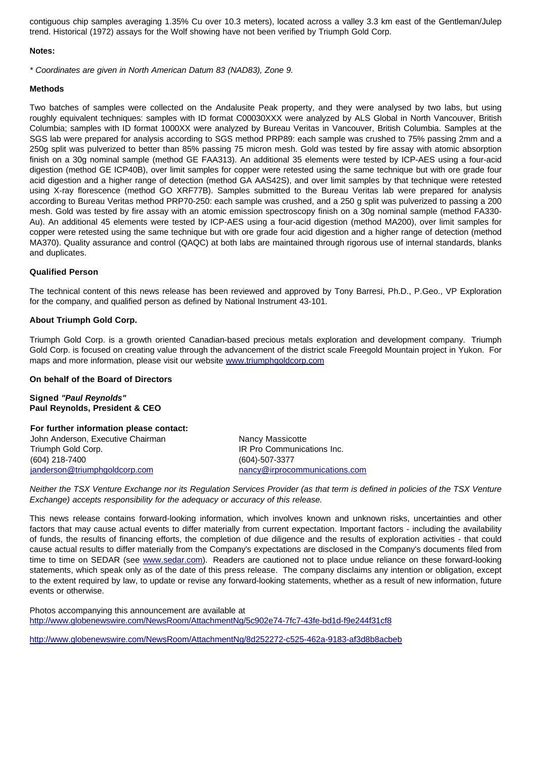contiguous chip samples averaging 1.35% Cu over 10.3 meters), located across a valley 3.3 km east of the Gentleman/Julep trend. Historical (1972) assays for the Wolf showing have not been verified by Triumph Gold Corp.

**Notes:**

*\* Coordinates are given in North American Datum 83 (NAD83), Zone 9.*

**Methods**

Two batches of samples were collected on the Andalusite Peak property, and they were analysed by two labs, but using roughly equivalent techniques: samples with ID format C00030XXX were analyzed by ALS Global in North Vancouver, British Columbia; samples with ID format 1000XX were analyzed by Bureau Veritas in Vancouver, British Columbia. Samples at the SGS lab were prepared for analysis according to SGS method PRP89: each sample was crushed to 75% passing 2mm and a 250g split was pulverized to better than 85% passing 75 micron mesh. Gold was tested by fire assay with atomic absorption finish on a 30g nominal sample (method GE FAA313). An additional 35 elements were tested by ICP-AES using a four-acid digestion (method GE ICP40B), over limit samples for copper were retested using the same technique but with ore grade four acid digestion and a higher range of detection (method GA AAS42S), and over limit samples by that technique were retested using X-ray florescence (method GO XRF77B). Samples submitted to the Bureau Veritas lab were prepared for analysis according to Bureau Veritas method PRP70-250: each sample was crushed, and a 250 g split was pulverized to passing a 200 mesh. Gold was tested by fire assay with an atomic emission spectroscopy finish on a 30g nominal sample (method FA330-Au). An additional 45 elements were tested by ICP-AES using a four-acid digestion (method MA200), over limit samples for copper were retested using the same technique but with ore grade four acid digestion and a higher range of detection (method MA370). Quality assurance and control (QAQC) at both labs are maintained through rigorous use of internal standards, blanks and duplicates.

**Qualified Person**

The technical content of this news release has been reviewed and approved by Tony Barresi, Ph.D., P.Geo., VP Exploration for the company, and qualified person as defined by National Instrument 43-101.

**About Triumph Gold Corp.**

Triumph Gold Corp. is a growth oriented Canadian-based precious metals exploration and development company. Triumph Gold Corp. is focused on creating value through the advancement of the district scale Freegold Mountain project in Yukon. For maps and more information, please visit our website www.triumphgoldcorp.com

**On behalf of the Board of Directors**

**Signed *"Paul Reynolds"***
**Paul Reynolds, President & CEO**

**For further information please contact:**

John Anderson, Executive Chairman
Triumph Gold Corp.
(604) 218-7400
janderson@triumphgoldcorp.com

Nancy Massicotte
IR Pro Communications Inc.
(604)-507-3377
nancy@irprocommunications.com

*Neither the TSX Venture Exchange nor its Regulation Services Provider (as that term is defined in policies of the TSX Venture Exchange) accepts responsibility for the adequacy or accuracy of this release.*

This news release contains forward-looking information, which involves known and unknown risks, uncertainties and other factors that may cause actual events to differ materially from current expectation. Important factors - including the availability of funds, the results of financing efforts, the completion of due diligence and the results of exploration activities - that could cause actual results to differ materially from the Company's expectations are disclosed in the Company's documents filed from time to time on SEDAR (see www.sedar.com). Readers are cautioned not to place undue reliance on these forward-looking statements, which speak only as of the date of this press release. The company disclaims any intention or obligation, except to the extent required by law, to update or revise any forward-looking statements, whether as a result of new information, future events or otherwise.

Photos accompanying this announcement are available at
http://www.globenewswire.com/NewsRoom/AttachmentNg/5c902e74-7fc7-43fe-bd1d-f9e244f31cf8

http://www.globenewswire.com/NewsRoom/AttachmentNg/8d252272-c525-462a-9183-af3d8b8acbeb